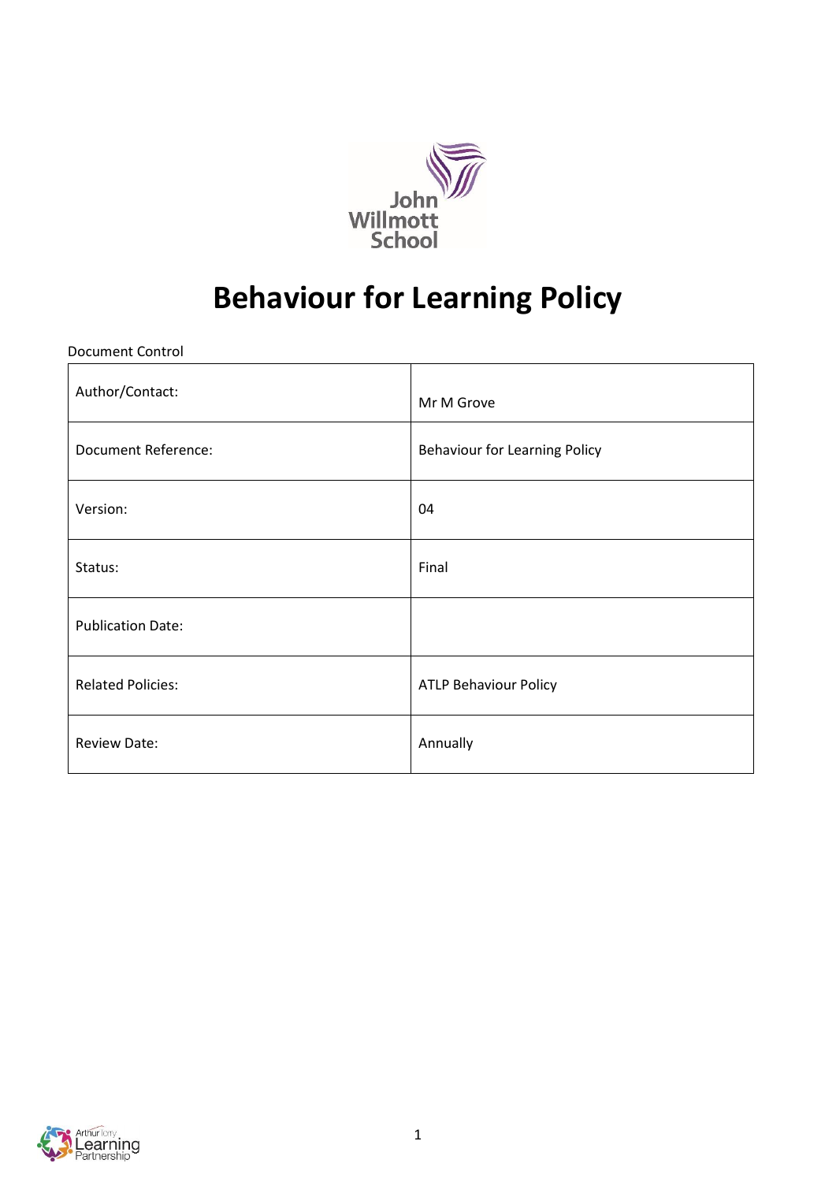# Behaviour for Learning Policy

Document Control

| Author/Contact: | Mr M Grove |
|---|---|
| Document Reference: | Behaviour for Learning Policy |
| Version: | 04 |
| Status: | Final |
| Publication Date: | |
| Related Policies: | ATLP Behaviour Policy |
| Review Date: | Annually |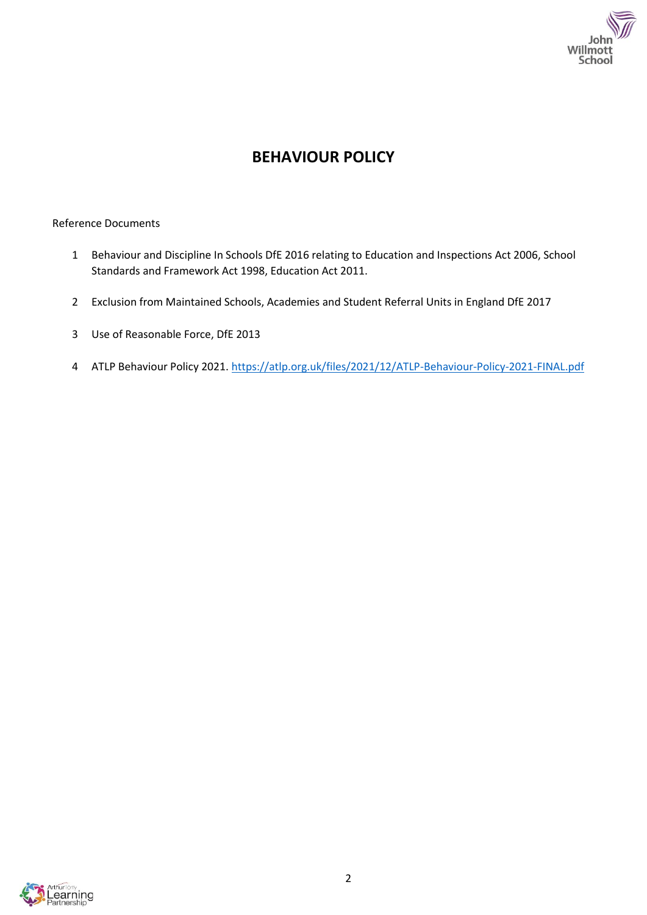# BEHAVIOUR POLICY

Reference Documents

1. Behaviour and Discipline In Schools DfE 2016 relating to Education and Inspections Act 2006, School Standards and Framework Act 1998, Education Act 2011.

2. Exclusion from Maintained Schools, Academies and Student Referral Units in England DfE 2017

3. Use of Reasonable Force, DfE 2013

4. ATLP Behaviour Policy 2021. https://atlp.org.uk/files/2021/12/ATLP-Behaviour-Policy-2021-FINAL.pdf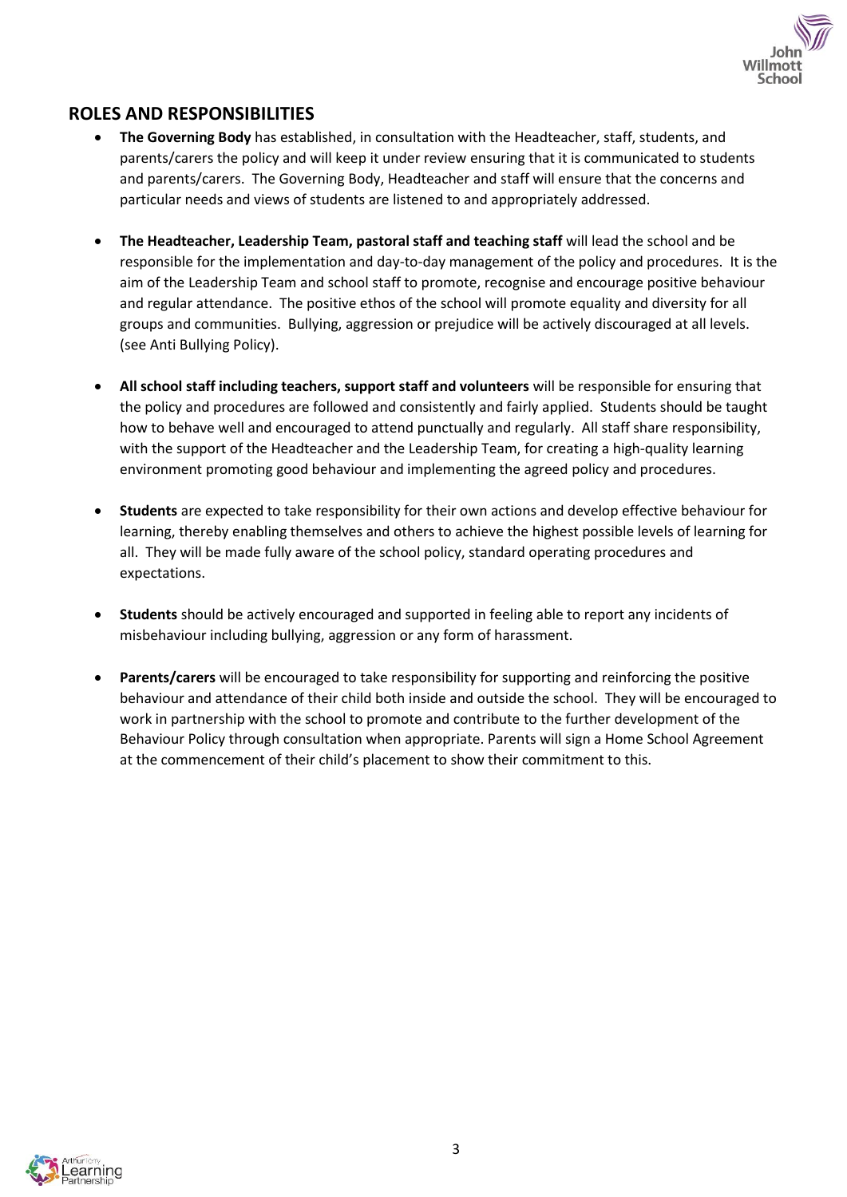## ROLES AND RESPONSIBILITIES

- **The Governing Body** has established, in consultation with the Headteacher, staff, students, and parents/carers the policy and will keep it under review ensuring that it is communicated to students and parents/carers. The Governing Body, Headteacher and staff will ensure that the concerns and particular needs and views of students are listened to and appropriately addressed.

- **The Headteacher, Leadership Team, pastoral staff and teaching staff** will lead the school and be responsible for the implementation and day-to-day management of the policy and procedures. It is the aim of the Leadership Team and school staff to promote, recognise and encourage positive behaviour and regular attendance. The positive ethos of the school will promote equality and diversity for all groups and communities. Bullying, aggression or prejudice will be actively discouraged at all levels. (see Anti Bullying Policy).

- **All school staff including teachers, support staff and volunteers** will be responsible for ensuring that the policy and procedures are followed and consistently and fairly applied. Students should be taught how to behave well and encouraged to attend punctually and regularly. All staff share responsibility, with the support of the Headteacher and the Leadership Team, for creating a high-quality learning environment promoting good behaviour and implementing the agreed policy and procedures.

- **Students** are expected to take responsibility for their own actions and develop effective behaviour for learning, thereby enabling themselves and others to achieve the highest possible levels of learning for all. They will be made fully aware of the school policy, standard operating procedures and expectations.

- **Students** should be actively encouraged and supported in feeling able to report any incidents of misbehaviour including bullying, aggression or any form of harassment.

- **Parents/carers** will be encouraged to take responsibility for supporting and reinforcing the positive behaviour and attendance of their child both inside and outside the school. They will be encouraged to work in partnership with the school to promote and contribute to the further development of the Behaviour Policy through consultation when appropriate. Parents will sign a Home School Agreement at the commencement of their child's placement to show their commitment to this.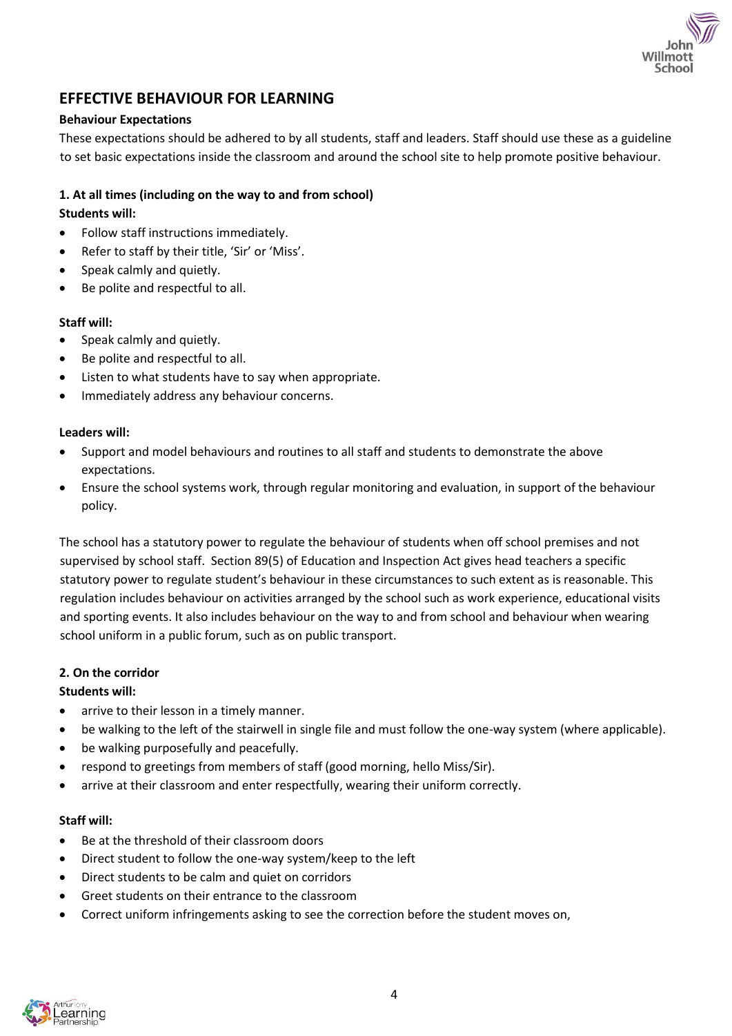## EFFECTIVE BEHAVIOUR FOR LEARNING

**Behaviour Expectations**

These expectations should be adhered to by all students, staff and leaders. Staff should use these as a guideline to set basic expectations inside the classroom and around the school site to help promote positive behaviour.

**1. At all times (including on the way to and from school)**

**Students will:**

- Follow staff instructions immediately.
- Refer to staff by their title, 'Sir' or 'Miss'.
- Speak calmly and quietly.
- Be polite and respectful to all.

**Staff will:**

- Speak calmly and quietly.
- Be polite and respectful to all.
- Listen to what students have to say when appropriate.
- Immediately address any behaviour concerns.

**Leaders will:**

- Support and model behaviours and routines to all staff and students to demonstrate the above expectations.
- Ensure the school systems work, through regular monitoring and evaluation, in support of the behaviour policy.

The school has a statutory power to regulate the behaviour of students when off school premises and not supervised by school staff. Section 89(5) of Education and Inspection Act gives head teachers a specific statutory power to regulate student's behaviour in these circumstances to such extent as is reasonable. This regulation includes behaviour on activities arranged by the school such as work experience, educational visits and sporting events. It also includes behaviour on the way to and from school and behaviour when wearing school uniform in a public forum, such as on public transport.

**2. On the corridor**

**Students will:**

- arrive to their lesson in a timely manner.
- be walking to the left of the stairwell in single file and must follow the one-way system (where applicable).
- be walking purposefully and peacefully.
- respond to greetings from members of staff (good morning, hello Miss/Sir).
- arrive at their classroom and enter respectfully, wearing their uniform correctly.

**Staff will:**

- Be at the threshold of their classroom doors
- Direct student to follow the one-way system/keep to the left
- Direct students to be calm and quiet on corridors
- Greet students on their entrance to the classroom
- Correct uniform infringements asking to see the correction before the student moves on,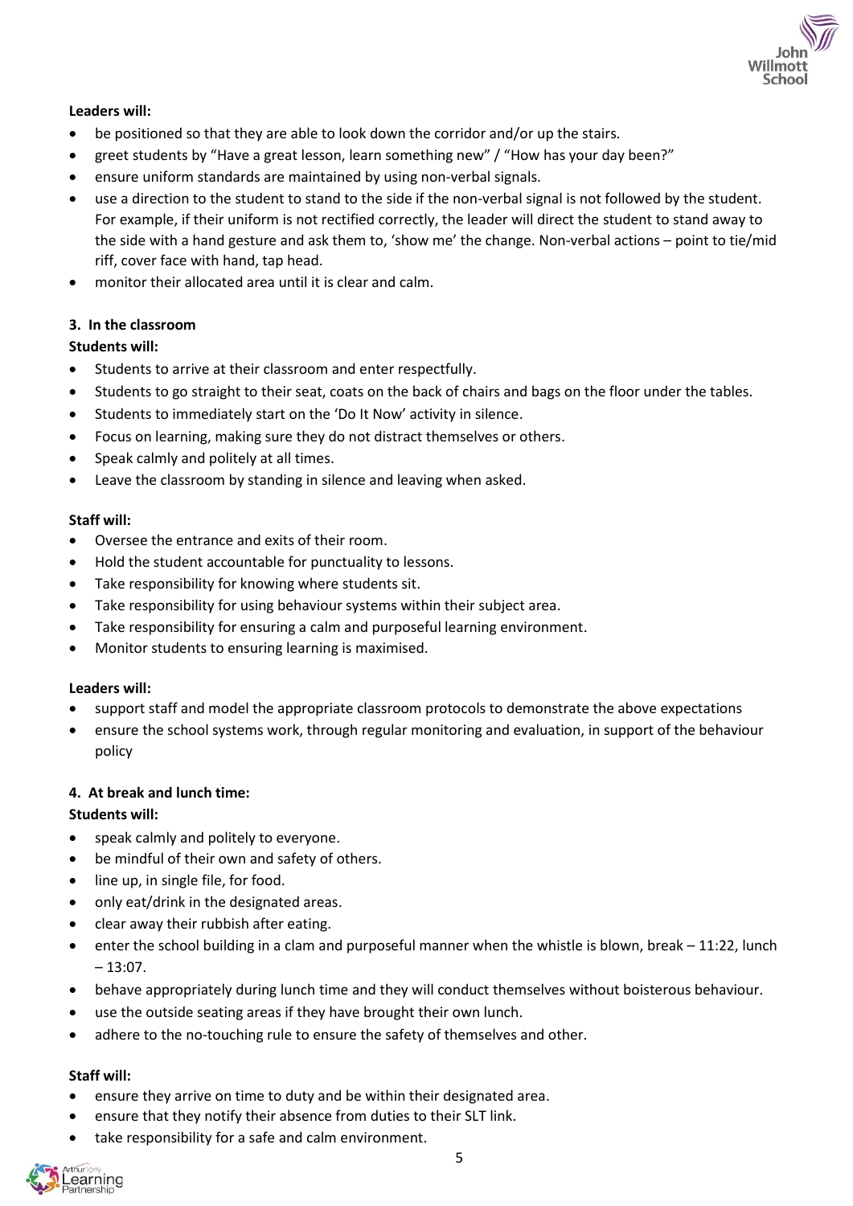**Leaders will:**

- be positioned so that they are able to look down the corridor and/or up the stairs.
- greet students by "Have a great lesson, learn something new" / "How has your day been?"
- ensure uniform standards are maintained by using non-verbal signals.
- use a direction to the student to stand to the side if the non-verbal signal is not followed by the student. For example, if their uniform is not rectified correctly, the leader will direct the student to stand away to the side with a hand gesture and ask them to, 'show me' the change. Non-verbal actions – point to tie/mid riff, cover face with hand, tap head.
- monitor their allocated area until it is clear and calm.

### 3. In the classroom

**Students will:**

- Students to arrive at their classroom and enter respectfully.
- Students to go straight to their seat, coats on the back of chairs and bags on the floor under the tables.
- Students to immediately start on the 'Do It Now' activity in silence.
- Focus on learning, making sure they do not distract themselves or others.
- Speak calmly and politely at all times.
- Leave the classroom by standing in silence and leaving when asked.

**Staff will:**

- Oversee the entrance and exits of their room.
- Hold the student accountable for punctuality to lessons.
- Take responsibility for knowing where students sit.
- Take responsibility for using behaviour systems within their subject area.
- Take responsibility for ensuring a calm and purposeful learning environment.
- Monitor students to ensuring learning is maximised.

**Leaders will:**

- support staff and model the appropriate classroom protocols to demonstrate the above expectations
- ensure the school systems work, through regular monitoring and evaluation, in support of the behaviour policy

### 4. At break and lunch time:

**Students will:**

- speak calmly and politely to everyone.
- be mindful of their own and safety of others.
- line up, in single file, for food.
- only eat/drink in the designated areas.
- clear away their rubbish after eating.
- enter the school building in a clam and purposeful manner when the whistle is blown, break – 11:22, lunch – 13:07.
- behave appropriately during lunch time and they will conduct themselves without boisterous behaviour.
- use the outside seating areas if they have brought their own lunch.
- adhere to the no-touching rule to ensure the safety of themselves and other.

**Staff will:**

- ensure they arrive on time to duty and be within their designated area.
- ensure that they notify their absence from duties to their SLT link.
- take responsibility for a safe and calm environment.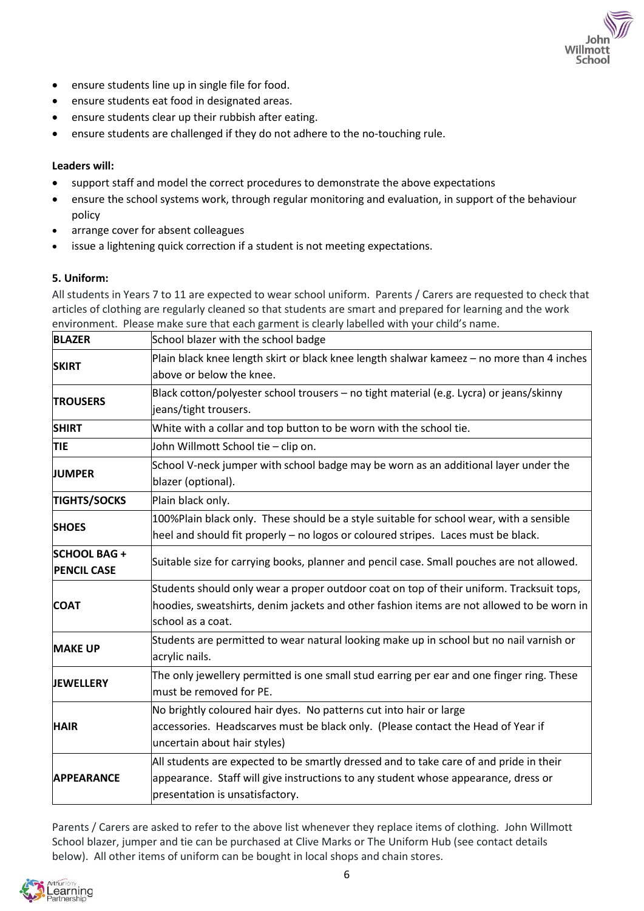- ensure students line up in single file for food.
- ensure students eat food in designated areas.
- ensure students clear up their rubbish after eating.
- ensure students are challenged if they do not adhere to the no-touching rule.

**Leaders will:**

- support staff and model the correct procedures to demonstrate the above expectations
- ensure the school systems work, through regular monitoring and evaluation, in support of the behaviour policy
- arrange cover for absent colleagues
- issue a lightening quick correction if a student is not meeting expectations.

**5. Uniform:**

All students in Years 7 to 11 are expected to wear school uniform. Parents / Carers are requested to check that articles of clothing are regularly cleaned so that students are smart and prepared for learning and the work environment. Please make sure that each garment is clearly labelled with your child's name.

| | |
|---|---|
| **BLAZER** | School blazer with the school badge |
| **SKIRT** | Plain black knee length skirt or black knee length shalwar kameez – no more than 4 inches above or below the knee. |
| **TROUSERS** | Black cotton/polyester school trousers – no tight material (e.g. Lycra) or jeans/skinny jeans/tight trousers. |
| **SHIRT** | White with a collar and top button to be worn with the school tie. |
| **TIE** | John Willmott School tie – clip on. |
| **JUMPER** | School V-neck jumper with school badge may be worn as an additional layer under the blazer (optional). |
| **TIGHTS/SOCKS** | Plain black only. |
| **SHOES** | 100%Plain black only. These should be a style suitable for school wear, with a sensible heel and should fit properly – no logos or coloured stripes. Laces must be black. |
| **SCHOOL BAG + PENCIL CASE** | Suitable size for carrying books, planner and pencil case. Small pouches are not allowed. |
| **COAT** | Students should only wear a proper outdoor coat on top of their uniform. Tracksuit tops, hoodies, sweatshirts, denim jackets and other fashion items are not allowed to be worn in school as a coat. |
| **MAKE UP** | Students are permitted to wear natural looking make up in school but no nail varnish or acrylic nails. |
| **JEWELLERY** | The only jewellery permitted is one small stud earring per ear and one finger ring. These must be removed for PE. |
| **HAIR** | No brightly coloured hair dyes. No patterns cut into hair or large accessories. Headscarves must be black only. (Please contact the Head of Year if uncertain about hair styles) |
| **APPEARANCE** | All students are expected to be smartly dressed and to take care of and pride in their appearance. Staff will give instructions to any student whose appearance, dress or presentation is unsatisfactory. |

Parents / Carers are asked to refer to the above list whenever they replace items of clothing. John Willmott School blazer, jumper and tie can be purchased at Clive Marks or The Uniform Hub (see contact details below). All other items of uniform can be bought in local shops and chain stores.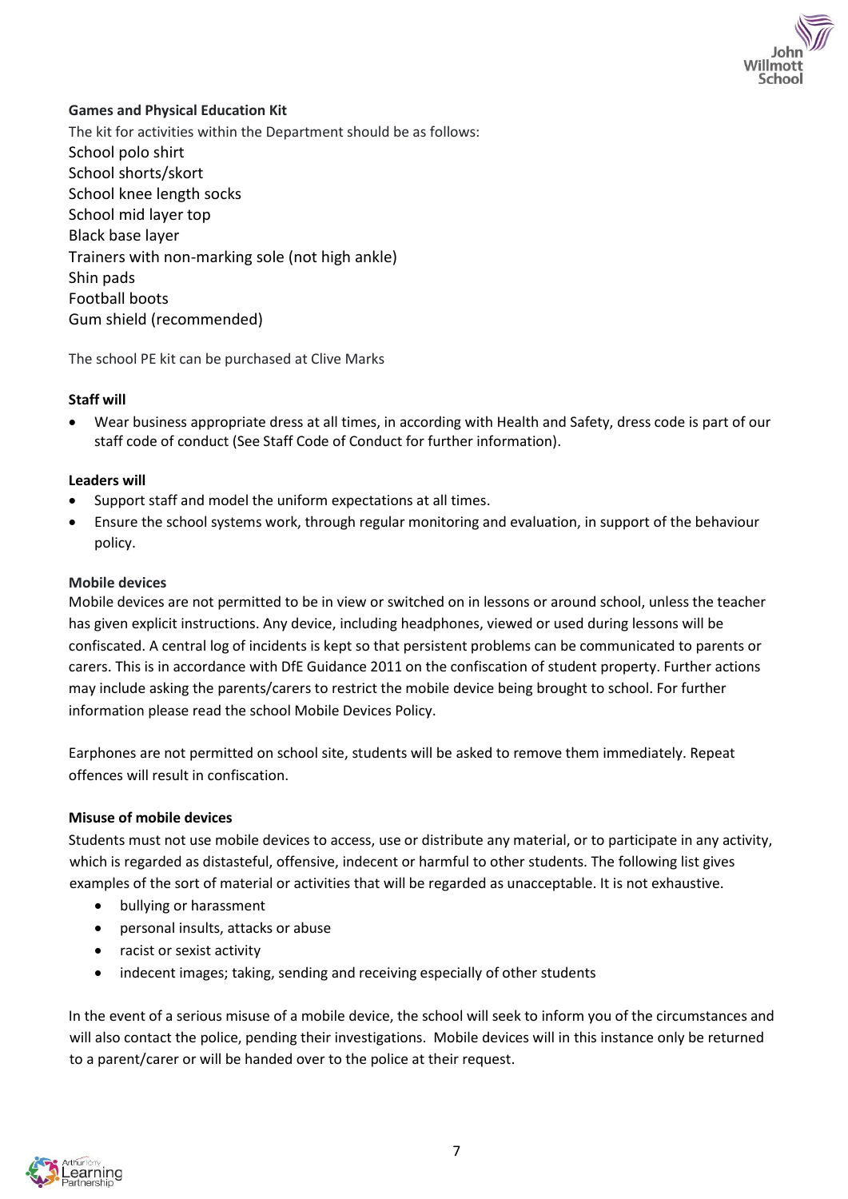**Games and Physical Education Kit**

The kit for activities within the Department should be as follows:

School polo shirt
School shorts/skort
School knee length socks
School mid layer top
Black base layer
Trainers with non-marking sole (not high ankle)
Shin pads
Football boots
Gum shield (recommended)

The school PE kit can be purchased at Clive Marks

**Staff will**

- Wear business appropriate dress at all times, in according with Health and Safety, dress code is part of our staff code of conduct (See Staff Code of Conduct for further information).

**Leaders will**

- Support staff and model the uniform expectations at all times.
- Ensure the school systems work, through regular monitoring and evaluation, in support of the behaviour policy.

**Mobile devices**

Mobile devices are not permitted to be in view or switched on in lessons or around school, unless the teacher has given explicit instructions. Any device, including headphones, viewed or used during lessons will be confiscated. A central log of incidents is kept so that persistent problems can be communicated to parents or carers. This is in accordance with DfE Guidance 2011 on the confiscation of student property. Further actions may include asking the parents/carers to restrict the mobile device being brought to school. For further information please read the school Mobile Devices Policy.

Earphones are not permitted on school site, students will be asked to remove them immediately. Repeat offences will result in confiscation.

**Misuse of mobile devices**

Students must not use mobile devices to access, use or distribute any material, or to participate in any activity, which is regarded as distasteful, offensive, indecent or harmful to other students. The following list gives examples of the sort of material or activities that will be regarded as unacceptable. It is not exhaustive.

- bullying or harassment
- personal insults, attacks or abuse
- racist or sexist activity
- indecent images; taking, sending and receiving especially of other students

In the event of a serious misuse of a mobile device, the school will seek to inform you of the circumstances and will also contact the police, pending their investigations. Mobile devices will in this instance only be returned to a parent/carer or will be handed over to the police at their request.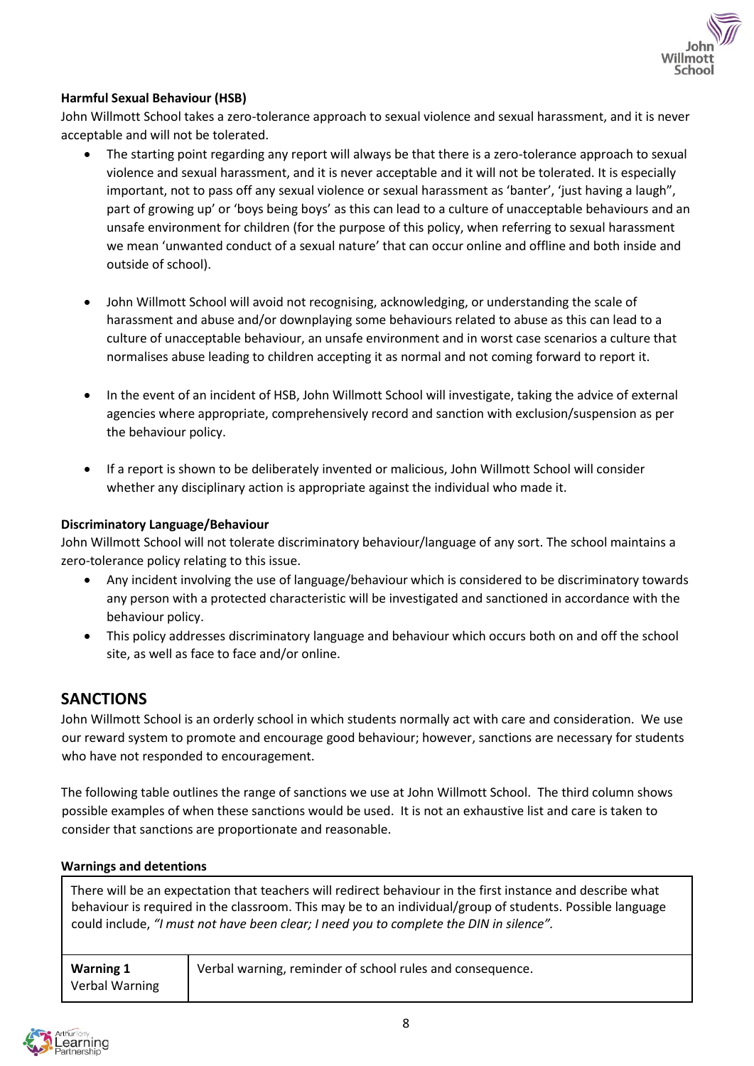**Harmful Sexual Behaviour (HSB)**

John Willmott School takes a zero-tolerance approach to sexual violence and sexual harassment, and it is never acceptable and will not be tolerated.

- The starting point regarding any report will always be that there is a zero-tolerance approach to sexual violence and sexual harassment, and it is never acceptable and it will not be tolerated. It is especially important, not to pass off any sexual violence or sexual harassment as 'banter', 'just having a laugh", part of growing up' or 'boys being boys' as this can lead to a culture of unacceptable behaviours and an unsafe environment for children (for the purpose of this policy, when referring to sexual harassment we mean 'unwanted conduct of a sexual nature' that can occur online and offline and both inside and outside of school).

- John Willmott School will avoid not recognising, acknowledging, or understanding the scale of harassment and abuse and/or downplaying some behaviours related to abuse as this can lead to a culture of unacceptable behaviour, an unsafe environment and in worst case scenarios a culture that normalises abuse leading to children accepting it as normal and not coming forward to report it.

- In the event of an incident of HSB, John Willmott School will investigate, taking the advice of external agencies where appropriate, comprehensively record and sanction with exclusion/suspension as per the behaviour policy.

- If a report is shown to be deliberately invented or malicious, John Willmott School will consider whether any disciplinary action is appropriate against the individual who made it.

**Discriminatory Language/Behaviour**

John Willmott School will not tolerate discriminatory behaviour/language of any sort. The school maintains a zero-tolerance policy relating to this issue.

- Any incident involving the use of language/behaviour which is considered to be discriminatory towards any person with a protected characteristic will be investigated and sanctioned in accordance with the behaviour policy.
- This policy addresses discriminatory language and behaviour which occurs both on and off the school site, as well as face to face and/or online.

## SANCTIONS

John Willmott School is an orderly school in which students normally act with care and consideration. We use our reward system to promote and encourage good behaviour; however, sanctions are necessary for students who have not responded to encouragement.

The following table outlines the range of sanctions we use at John Willmott School. The third column shows possible examples of when these sanctions would be used. It is not an exhaustive list and care is taken to consider that sanctions are proportionate and reasonable.

**Warnings and detentions**

| There will be an expectation that teachers will redirect behaviour in the first instance and describe what behaviour is required in the classroom. This may be to an individual/group of students. Possible language could include, *"I must not have been clear; I need you to complete the DIN in silence".* | |
|---|---|
| **Warning 1** Verbal Warning | Verbal warning, reminder of school rules and consequence. |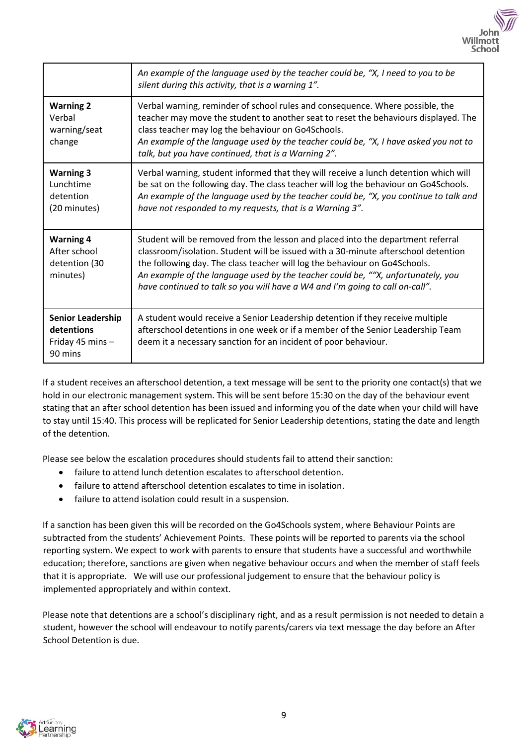| | |
|---|---|
| | *An example of the language used by the teacher could be, "X, I need to you to be silent during this activity, that is a warning 1".* |
| **Warning 2**<br>Verbal warning/seat change | Verbal warning, reminder of school rules and consequence. Where possible, the teacher may move the student to another seat to reset the behaviours displayed. The class teacher may log the behaviour on Go4Schools.<br>*An example of the language used by the teacher could be, "X, I have asked you not to talk, but you have continued, that is a Warning 2".* |
| **Warning 3**<br>Lunchtime detention (20 minutes) | Verbal warning, student informed that they will receive a lunch detention which will be sat on the following day. The class teacher will log the behaviour on Go4Schools.<br>*An example of the language used by the teacher could be, "X, you continue to talk and have not responded to my requests, that is a Warning 3".* |
| **Warning 4**<br>After school detention (30 minutes) | Student will be removed from the lesson and placed into the department referral classroom/isolation. Student will be issued with a 30-minute afterschool detention the following day. The class teacher will log the behaviour on Go4Schools.<br>*An example of the language used by the teacher could be, ""X, unfortunately, you have continued to talk so you will have a W4 and I'm going to call on-call".* |
| **Senior Leadership detentions**<br>Friday 45 mins – 90 mins | A student would receive a Senior Leadership detention if they receive multiple afterschool detentions in one week or if a member of the Senior Leadership Team deem it a necessary sanction for an incident of poor behaviour. |

If a student receives an afterschool detention, a text message will be sent to the priority one contact(s) that we hold in our electronic management system. This will be sent before 15:30 on the day of the behaviour event stating that an after school detention has been issued and informing you of the date when your child will have to stay until 15:40. This process will be replicated for Senior Leadership detentions, stating the date and length of the detention.

Please see below the escalation procedures should students fail to attend their sanction:

- failure to attend lunch detention escalates to afterschool detention.
- failure to attend afterschool detention escalates to time in isolation.
- failure to attend isolation could result in a suspension.

If a sanction has been given this will be recorded on the Go4Schools system, where Behaviour Points are subtracted from the students' Achievement Points. These points will be reported to parents via the school reporting system. We expect to work with parents to ensure that students have a successful and worthwhile education; therefore, sanctions are given when negative behaviour occurs and when the member of staff feels that it is appropriate. We will use our professional judgement to ensure that the behaviour policy is implemented appropriately and within context.

Please note that detentions are a school's disciplinary right, and as a result permission is not needed to detain a student, however the school will endeavour to notify parents/carers via text message the day before an After School Detention is due.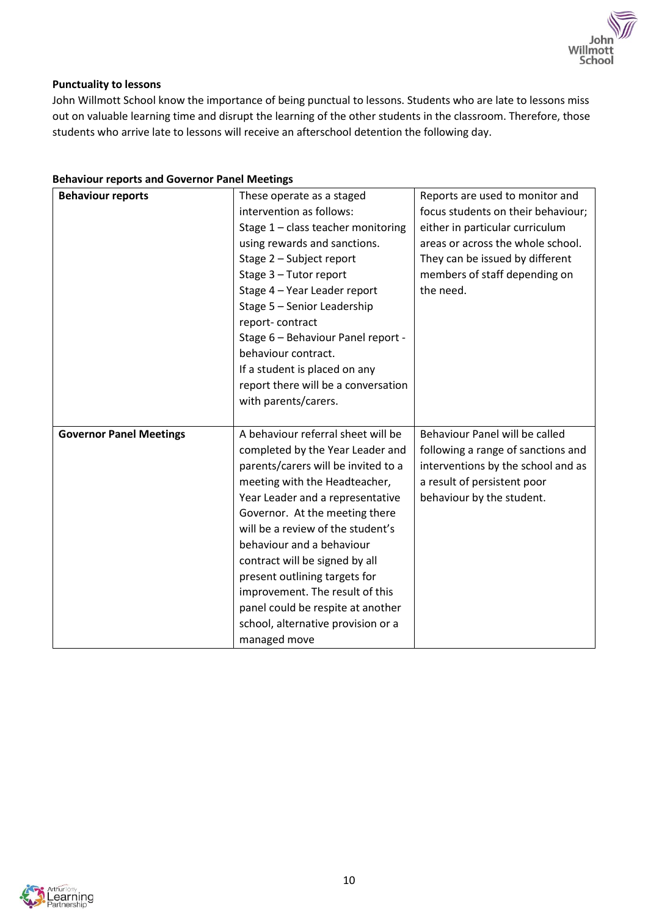**Punctuality to lessons**

John Willmott School know the importance of being punctual to lessons. Students who are late to lessons miss out on valuable learning time and disrupt the learning of the other students in the classroom. Therefore, those students who arrive late to lessons will receive an afterschool detention the following day.

**Behaviour reports and Governor Panel Meetings**

| | | |
|---|---|---|
| **Behaviour reports** | These operate as a staged intervention as follows:<br>Stage 1 – class teacher monitoring using rewards and sanctions.<br>Stage 2 – Subject report<br>Stage 3 – Tutor report<br>Stage 4 – Year Leader report<br>Stage 5 – Senior Leadership report- contract<br>Stage 6 – Behaviour Panel report - behaviour contract.<br>If a student is placed on any report there will be a conversation with parents/carers. | Reports are used to monitor and focus students on their behaviour; either in particular curriculum areas or across the whole school. They can be issued by different members of staff depending on the need. |
| **Governor Panel Meetings** | A behaviour referral sheet will be completed by the Year Leader and parents/carers will be invited to a meeting with the Headteacher, Year Leader and a representative Governor. At the meeting there will be a review of the student's behaviour and a behaviour contract will be signed by all present outlining targets for improvement. The result of this panel could be respite at another school, alternative provision or a managed move | Behaviour Panel will be called following a range of sanctions and interventions by the school and as a result of persistent poor behaviour by the student. |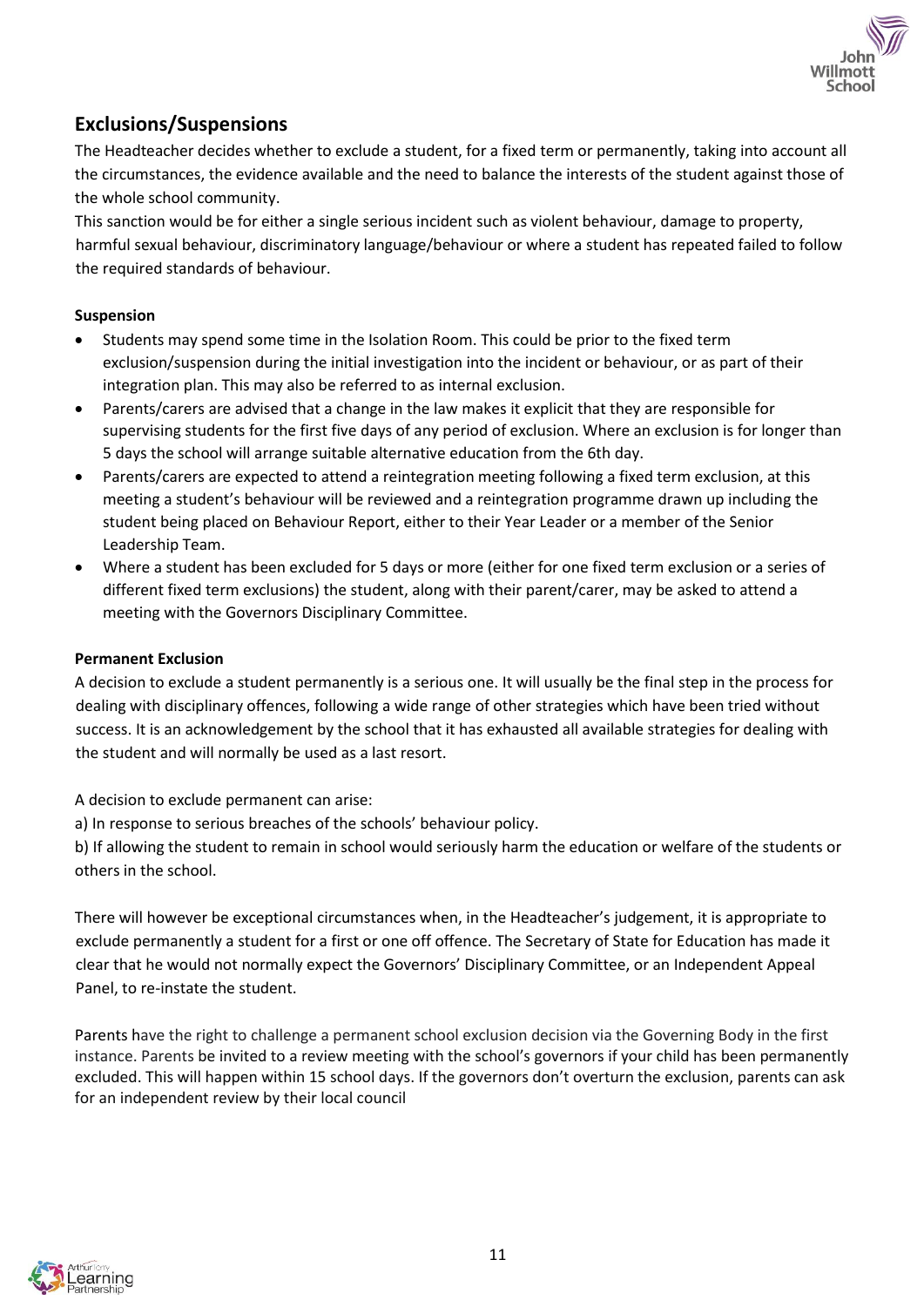## Exclusions/Suspensions

The Headteacher decides whether to exclude a student, for a fixed term or permanently, taking into account all the circumstances, the evidence available and the need to balance the interests of the student against those of the whole school community.

This sanction would be for either a single serious incident such as violent behaviour, damage to property, harmful sexual behaviour, discriminatory language/behaviour or where a student has repeated failed to follow the required standards of behaviour.

**Suspension**

- Students may spend some time in the Isolation Room. This could be prior to the fixed term exclusion/suspension during the initial investigation into the incident or behaviour, or as part of their integration plan. This may also be referred to as internal exclusion.
- Parents/carers are advised that a change in the law makes it explicit that they are responsible for supervising students for the first five days of any period of exclusion. Where an exclusion is for longer than 5 days the school will arrange suitable alternative education from the 6th day.
- Parents/carers are expected to attend a reintegration meeting following a fixed term exclusion, at this meeting a student's behaviour will be reviewed and a reintegration programme drawn up including the student being placed on Behaviour Report, either to their Year Leader or a member of the Senior Leadership Team.
- Where a student has been excluded for 5 days or more (either for one fixed term exclusion or a series of different fixed term exclusions) the student, along with their parent/carer, may be asked to attend a meeting with the Governors Disciplinary Committee.

**Permanent Exclusion**

A decision to exclude a student permanently is a serious one. It will usually be the final step in the process for dealing with disciplinary offences, following a wide range of other strategies which have been tried without success. It is an acknowledgement by the school that it has exhausted all available strategies for dealing with the student and will normally be used as a last resort.

A decision to exclude permanent can arise:

a) In response to serious breaches of the schools' behaviour policy.

b) If allowing the student to remain in school would seriously harm the education or welfare of the students or others in the school.

There will however be exceptional circumstances when, in the Headteacher's judgement, it is appropriate to exclude permanently a student for a first or one off offence. The Secretary of State for Education has made it clear that he would not normally expect the Governors' Disciplinary Committee, or an Independent Appeal Panel, to re-instate the student.

Parents have the right to challenge a permanent school exclusion decision via the Governing Body in the first instance. Parents be invited to a review meeting with the school's governors if your child has been permanently excluded. This will happen within 15 school days. If the governors don't overturn the exclusion, parents can ask for an independent review by their local council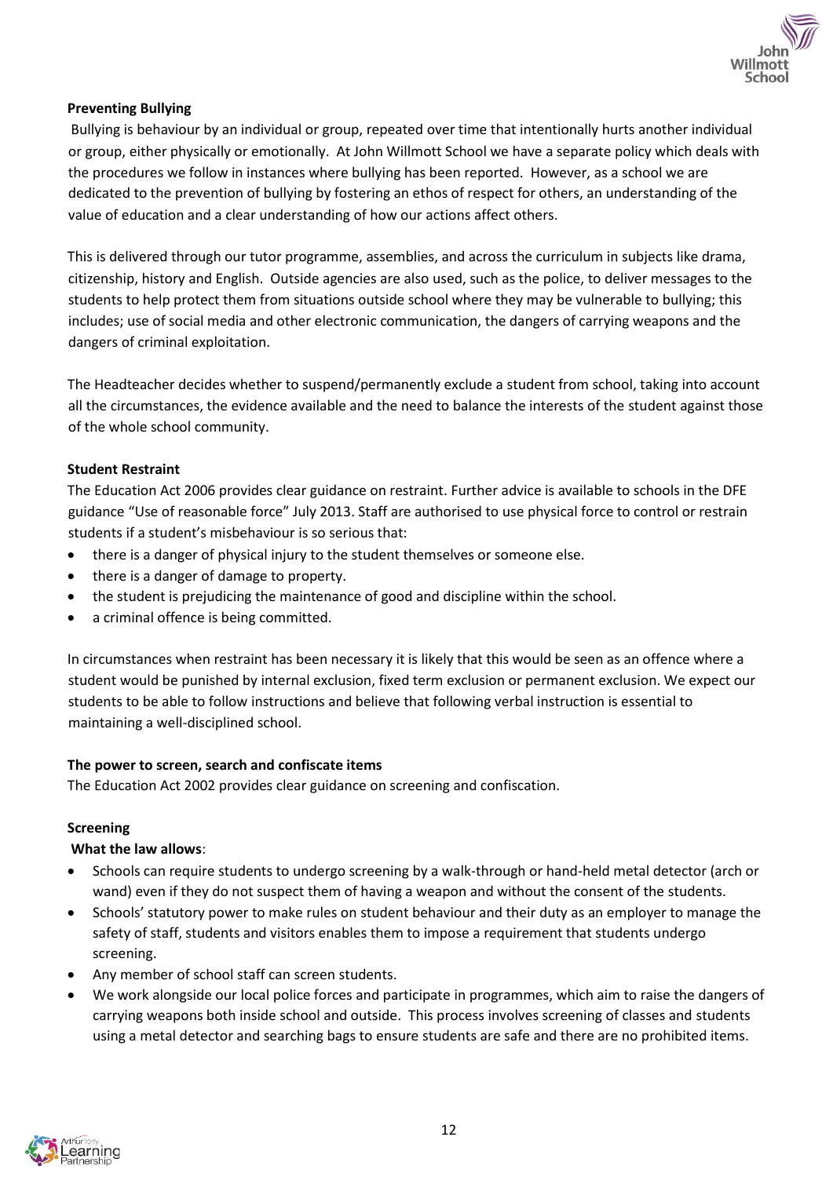**Preventing Bullying**

Bullying is behaviour by an individual or group, repeated over time that intentionally hurts another individual or group, either physically or emotionally. At John Willmott School we have a separate policy which deals with the procedures we follow in instances where bullying has been reported. However, as a school we are dedicated to the prevention of bullying by fostering an ethos of respect for others, an understanding of the value of education and a clear understanding of how our actions affect others.

This is delivered through our tutor programme, assemblies, and across the curriculum in subjects like drama, citizenship, history and English. Outside agencies are also used, such as the police, to deliver messages to the students to help protect them from situations outside school where they may be vulnerable to bullying; this includes; use of social media and other electronic communication, the dangers of carrying weapons and the dangers of criminal exploitation.

The Headteacher decides whether to suspend/permanently exclude a student from school, taking into account all the circumstances, the evidence available and the need to balance the interests of the student against those of the whole school community.

**Student Restraint**

The Education Act 2006 provides clear guidance on restraint. Further advice is available to schools in the DFE guidance "Use of reasonable force" July 2013. Staff are authorised to use physical force to control or restrain students if a student's misbehaviour is so serious that:

- there is a danger of physical injury to the student themselves or someone else.
- there is a danger of damage to property.
- the student is prejudicing the maintenance of good and discipline within the school.
- a criminal offence is being committed.

In circumstances when restraint has been necessary it is likely that this would be seen as an offence where a student would be punished by internal exclusion, fixed term exclusion or permanent exclusion. We expect our students to be able to follow instructions and believe that following verbal instruction is essential to maintaining a well-disciplined school.

**The power to screen, search and confiscate items**

The Education Act 2002 provides clear guidance on screening and confiscation.

**Screening**

**What the law allows**:

- Schools can require students to undergo screening by a walk-through or hand-held metal detector (arch or wand) even if they do not suspect them of having a weapon and without the consent of the students.
- Schools' statutory power to make rules on student behaviour and their duty as an employer to manage the safety of staff, students and visitors enables them to impose a requirement that students undergo screening.
- Any member of school staff can screen students.
- We work alongside our local police forces and participate in programmes, which aim to raise the dangers of carrying weapons both inside school and outside. This process involves screening of classes and students using a metal detector and searching bags to ensure students are safe and there are no prohibited items.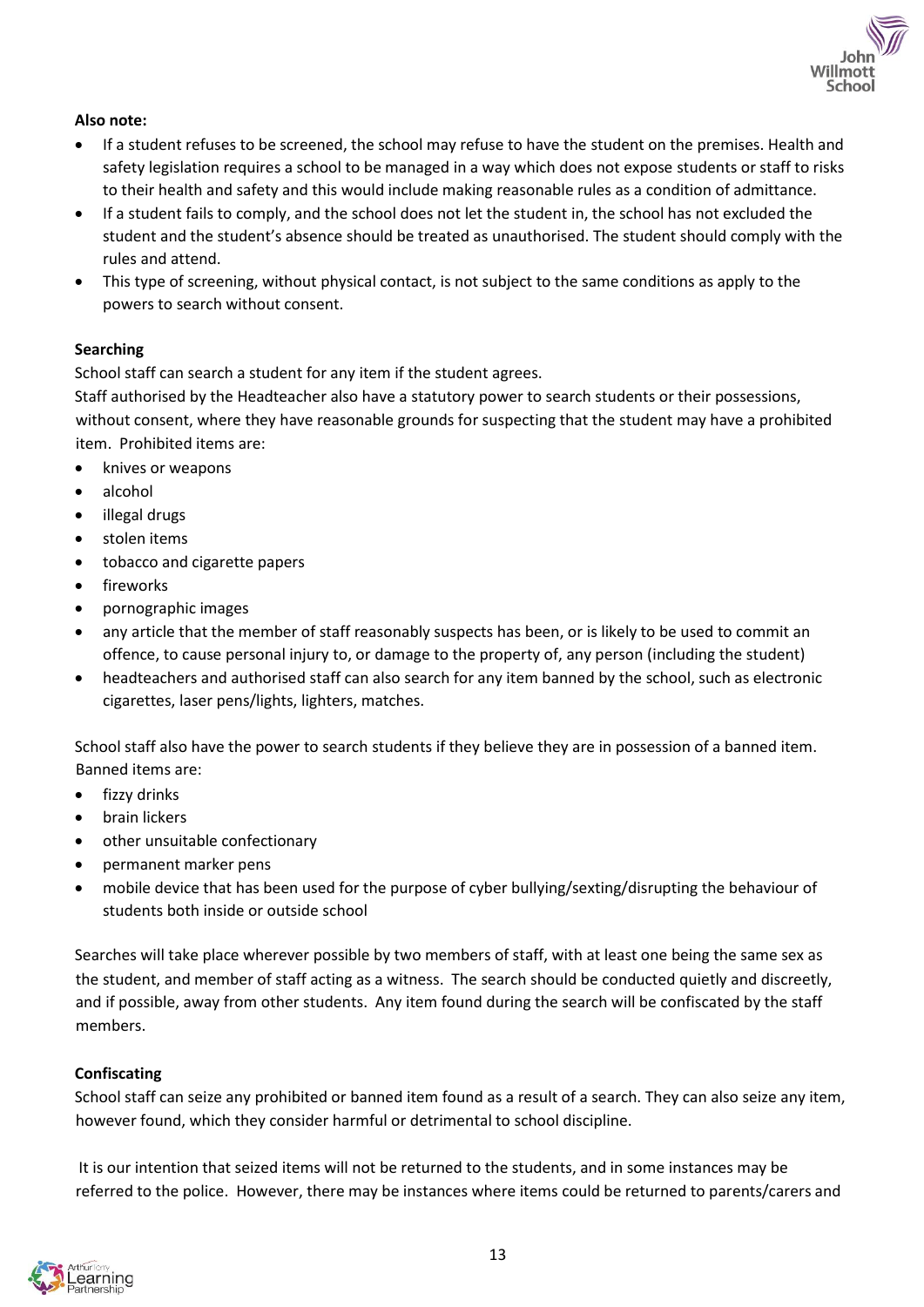**Also note:**

- If a student refuses to be screened, the school may refuse to have the student on the premises. Health and safety legislation requires a school to be managed in a way which does not expose students or staff to risks to their health and safety and this would include making reasonable rules as a condition of admittance.
- If a student fails to comply, and the school does not let the student in, the school has not excluded the student and the student's absence should be treated as unauthorised. The student should comply with the rules and attend.
- This type of screening, without physical contact, is not subject to the same conditions as apply to the powers to search without consent.

**Searching**

School staff can search a student for any item if the student agrees.

Staff authorised by the Headteacher also have a statutory power to search students or their possessions, without consent, where they have reasonable grounds for suspecting that the student may have a prohibited item. Prohibited items are:

- knives or weapons
- alcohol
- illegal drugs
- stolen items
- tobacco and cigarette papers
- fireworks
- pornographic images
- any article that the member of staff reasonably suspects has been, or is likely to be used to commit an offence, to cause personal injury to, or damage to the property of, any person (including the student)
- headteachers and authorised staff can also search for any item banned by the school, such as electronic cigarettes, laser pens/lights, lighters, matches.

School staff also have the power to search students if they believe they are in possession of a banned item. Banned items are:

- fizzy drinks
- brain lickers
- other unsuitable confectionary
- permanent marker pens
- mobile device that has been used for the purpose of cyber bullying/sexting/disrupting the behaviour of students both inside or outside school

Searches will take place wherever possible by two members of staff, with at least one being the same sex as the student, and member of staff acting as a witness. The search should be conducted quietly and discreetly, and if possible, away from other students. Any item found during the search will be confiscated by the staff members.

**Confiscating**

School staff can seize any prohibited or banned item found as a result of a search. They can also seize any item, however found, which they consider harmful or detrimental to school discipline.

It is our intention that seized items will not be returned to the students, and in some instances may be referred to the police. However, there may be instances where items could be returned to parents/carers and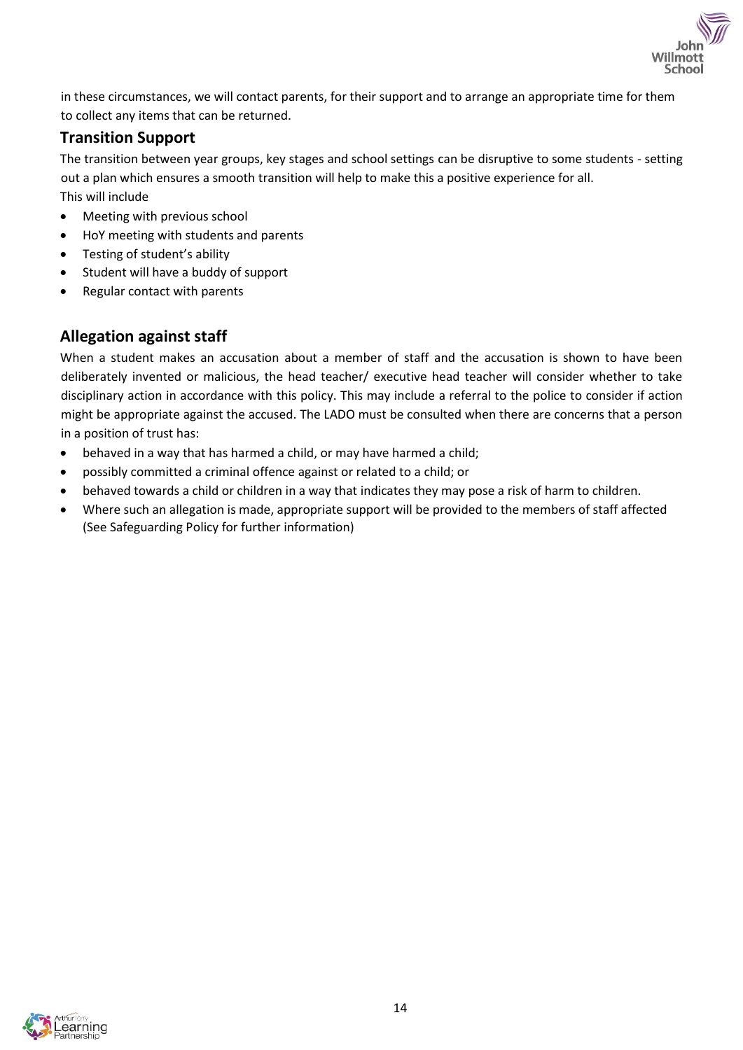in these circumstances, we will contact parents, for their support and to arrange an appropriate time for them to collect any items that can be returned.

## Transition Support

The transition between year groups, key stages and school settings can be disruptive to some students - setting out a plan which ensures a smooth transition will help to make this a positive experience for all.
This will include

- Meeting with previous school
- HoY meeting with students and parents
- Testing of student's ability
- Student will have a buddy of support
- Regular contact with parents

## Allegation against staff

When a student makes an accusation about a member of staff and the accusation is shown to have been deliberately invented or malicious, the head teacher/ executive head teacher will consider whether to take disciplinary action in accordance with this policy. This may include a referral to the police to consider if action might be appropriate against the accused. The LADO must be consulted when there are concerns that a person in a position of trust has:

- behaved in a way that has harmed a child, or may have harmed a child;
- possibly committed a criminal offence against or related to a child; or
- behaved towards a child or children in a way that indicates they may pose a risk of harm to children.
- Where such an allegation is made, appropriate support will be provided to the members of staff affected (See Safeguarding Policy for further information)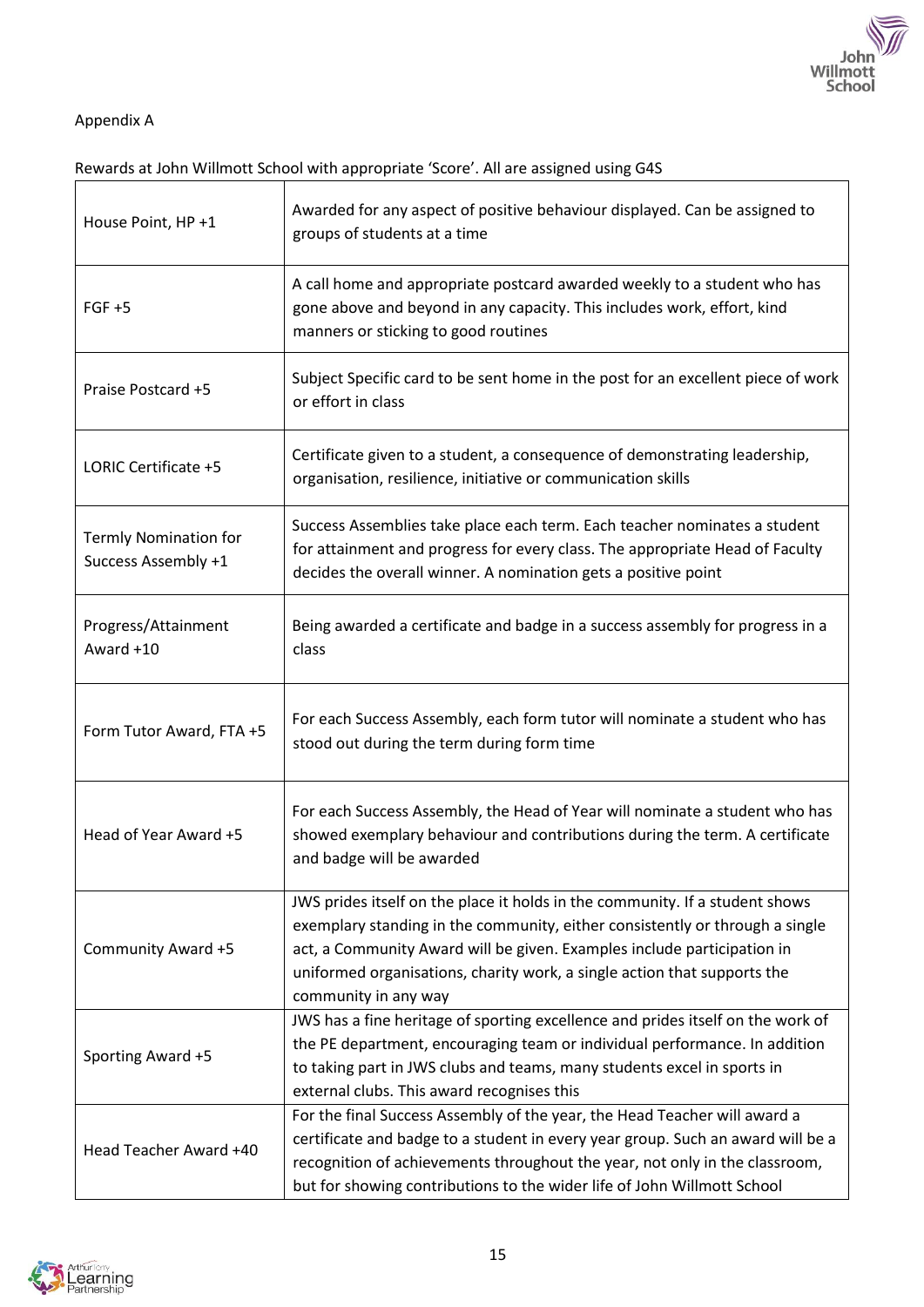Appendix A

Rewards at John Willmott School with appropriate 'Score'. All are assigned using G4S

| | |
|---|---|
| House Point, HP +1 | Awarded for any aspect of positive behaviour displayed. Can be assigned to groups of students at a time |
| FGF +5 | A call home and appropriate postcard awarded weekly to a student who has gone above and beyond in any capacity. This includes work, effort, kind manners or sticking to good routines |
| Praise Postcard +5 | Subject Specific card to be sent home in the post for an excellent piece of work or effort in class |
| LORIC Certificate +5 | Certificate given to a student, a consequence of demonstrating leadership, organisation, resilience, initiative or communication skills |
| Termly Nomination for Success Assembly +1 | Success Assemblies take place each term. Each teacher nominates a student for attainment and progress for every class. The appropriate Head of Faculty decides the overall winner. A nomination gets a positive point |
| Progress/Attainment Award +10 | Being awarded a certificate and badge in a success assembly for progress in a class |
| Form Tutor Award, FTA +5 | For each Success Assembly, each form tutor will nominate a student who has stood out during the term during form time |
| Head of Year Award +5 | For each Success Assembly, the Head of Year will nominate a student who has showed exemplary behaviour and contributions during the term. A certificate and badge will be awarded |
| Community Award +5 | JWS prides itself on the place it holds in the community. If a student shows exemplary standing in the community, either consistently or through a single act, a Community Award will be given. Examples include participation in uniformed organisations, charity work, a single action that supports the community in any way |
| Sporting Award +5 | JWS has a fine heritage of sporting excellence and prides itself on the work of the PE department, encouraging team or individual performance. In addition to taking part in JWS clubs and teams, many students excel in sports in external clubs. This award recognises this |
| Head Teacher Award +40 | For the final Success Assembly of the year, the Head Teacher will award a certificate and badge to a student in every year group. Such an award will be a recognition of achievements throughout the year, not only in the classroom, but for showing contributions to the wider life of John Willmott School |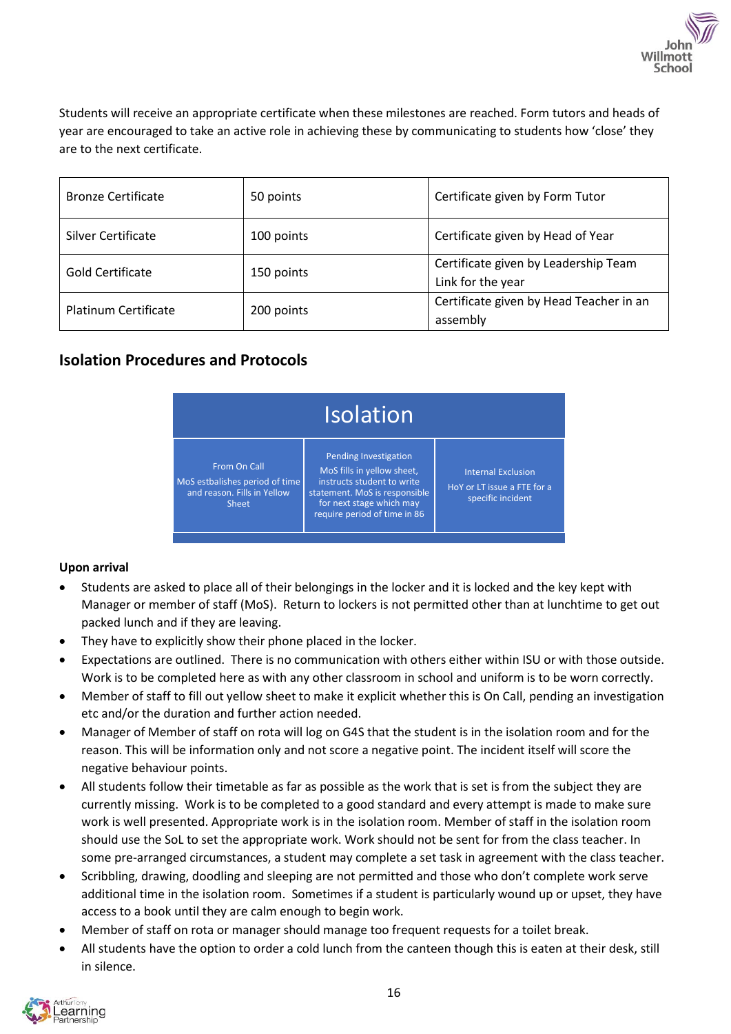Students will receive an appropriate certificate when these milestones are reached. Form tutors and heads of year are encouraged to take an active role in achieving these by communicating to students how 'close' they are to the next certificate.

| Bronze Certificate | 50 points | Certificate given by Form Tutor |
|---|---|---|
| Silver Certificate | 100 points | Certificate given by Head of Year |
| Gold Certificate | 150 points | Certificate given by Leadership Team Link for the year |
| Platinum Certificate | 200 points | Certificate given by Head Teacher in an assembly |

## Isolation Procedures and Protocols

| Isolation | | |
|---|---|---|
| From On Call<br>MoS estbalishes period of time and reason. Fills in Yellow Sheet | Pending Investigation<br>MoS fills in yellow sheet, instructs student to write statement. MoS is responsible for next stage which may require period of time in 86 | Internal Exclusion<br>HoY or LT issue a FTE for a specific incident |

**Upon arrival**

- Students are asked to place all of their belongings in the locker and it is locked and the key kept with Manager or member of staff (MoS). Return to lockers is not permitted other than at lunchtime to get out packed lunch and if they are leaving.
- They have to explicitly show their phone placed in the locker.
- Expectations are outlined. There is no communication with others either within ISU or with those outside. Work is to be completed here as with any other classroom in school and uniform is to be worn correctly.
- Member of staff to fill out yellow sheet to make it explicit whether this is On Call, pending an investigation etc and/or the duration and further action needed.
- Manager of Member of staff on rota will log on G4S that the student is in the isolation room and for the reason. This will be information only and not score a negative point. The incident itself will score the negative behaviour points.
- All students follow their timetable as far as possible as the work that is set is from the subject they are currently missing. Work is to be completed to a good standard and every attempt is made to make sure work is well presented. Appropriate work is in the isolation room. Member of staff in the isolation room should use the SoL to set the appropriate work. Work should not be sent for from the class teacher. In some pre-arranged circumstances, a student may complete a set task in agreement with the class teacher.
- Scribbling, drawing, doodling and sleeping are not permitted and those who don't complete work serve additional time in the isolation room. Sometimes if a student is particularly wound up or upset, they have access to a book until they are calm enough to begin work.
- Member of staff on rota or manager should manage too frequent requests for a toilet break.
- All students have the option to order a cold lunch from the canteen though this is eaten at their desk, still in silence.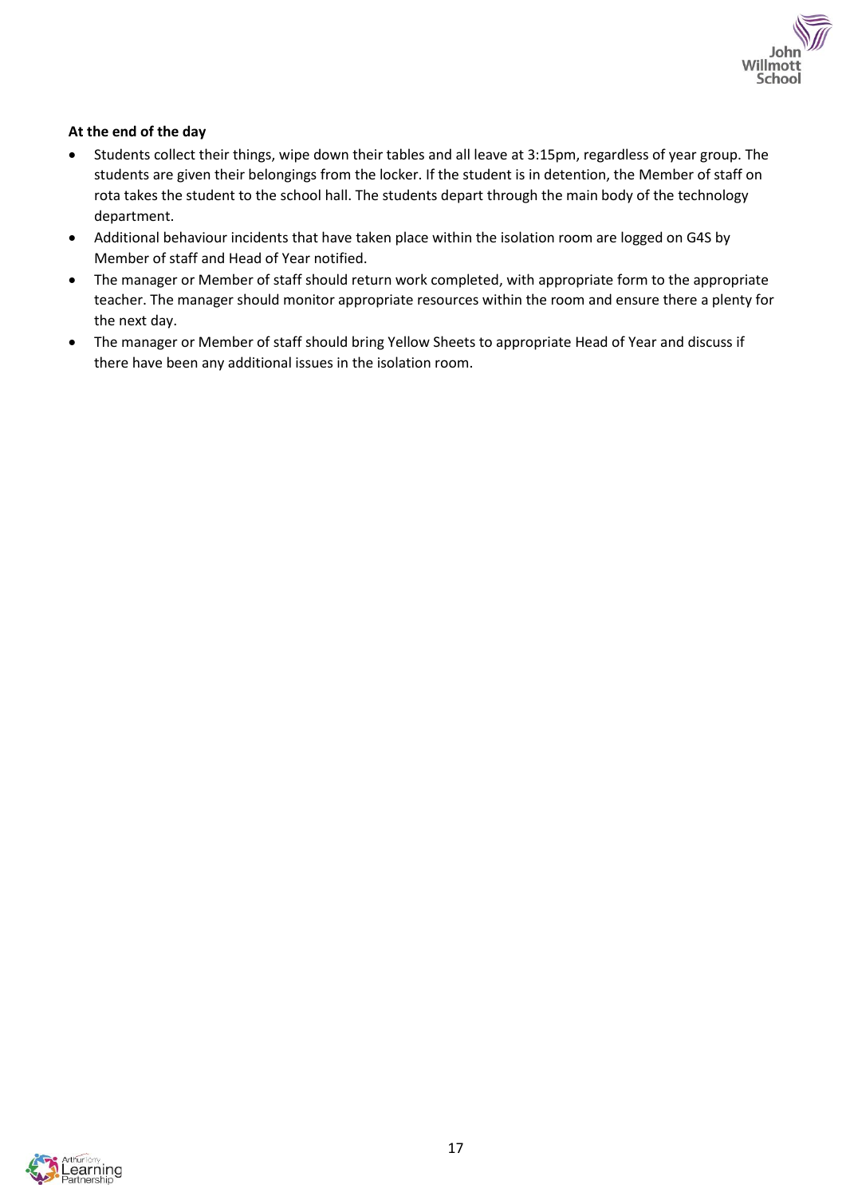**At the end of the day**

- Students collect their things, wipe down their tables and all leave at 3:15pm, regardless of year group. The students are given their belongings from the locker. If the student is in detention, the Member of staff on rota takes the student to the school hall. The students depart through the main body of the technology department.
- Additional behaviour incidents that have taken place within the isolation room are logged on G4S by Member of staff and Head of Year notified.
- The manager or Member of staff should return work completed, with appropriate form to the appropriate teacher. The manager should monitor appropriate resources within the room and ensure there a plenty for the next day.
- The manager or Member of staff should bring Yellow Sheets to appropriate Head of Year and discuss if there have been any additional issues in the isolation room.